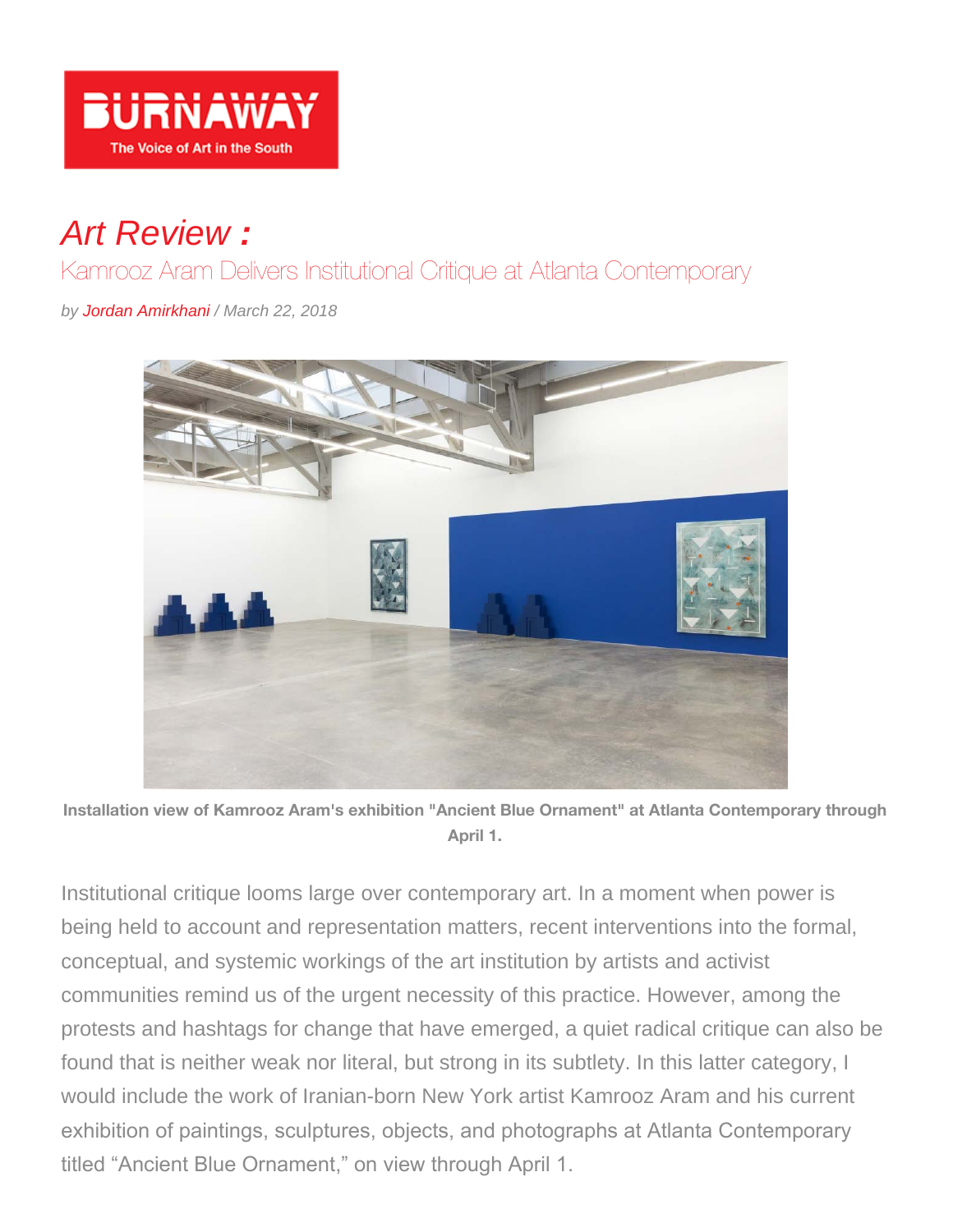BURNAWAY

The Voice of Art in the South

# *Art Review :*

## Kamrooz Aram Delivers Institutional Critique at Atlanta Contemporary

*by Jordan Amirkhani / March 22, 2018*

**Installation view of Kamrooz Aram's exhibition "Ancient Blue Ornament" at Atlanta Contemporary through April 1.**

Institutional critique looms large over contemporary art. In a moment when power is being held to account and representation matters, recent interventions into the formal, conceptual, and systemic workings of the art institution by artists and activist communities remind us of the urgent necessity of this practice. However, among the protests and hashtags for change that have emerged, a quiet radical critique can also be found that is neither weak nor literal, but strong in its subtlety. In this latter category, I would include the work of Iranian-born New York artist Kamrooz Aram and his current exhibition of paintings, sculptures, objects, and photographs at Atlanta Contemporary titled “Ancient Blue Ornament,” on view through April 1.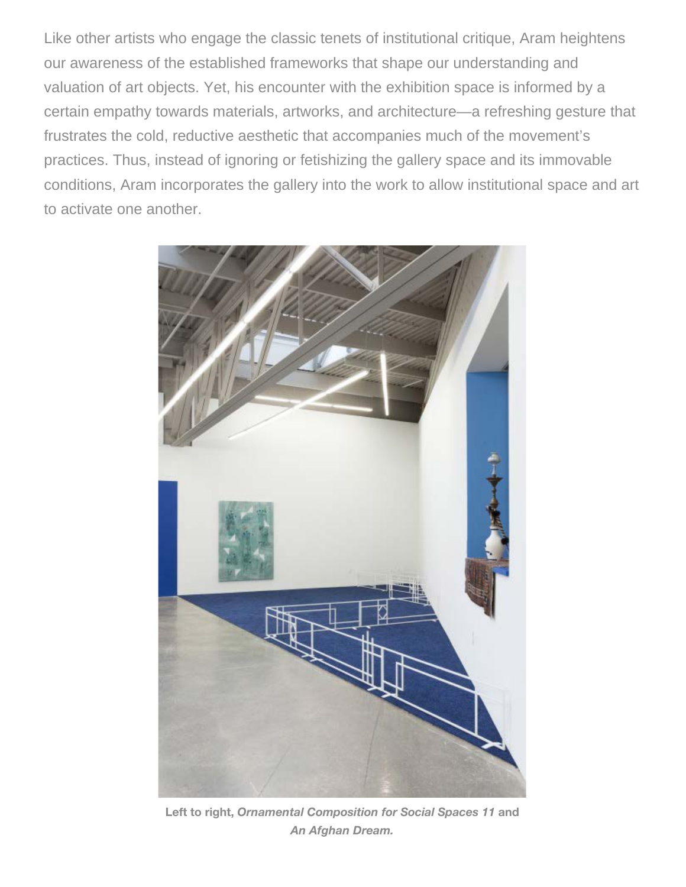Like other artists who engage the classic tenets of institutional critique, Aram heightens our awareness of the established frameworks that shape our understanding and valuation of art objects. Yet, his encounter with the exhibition space is informed by a certain empathy towards materials, artworks, and architecture—a refreshing gesture that frustrates the cold, reductive aesthetic that accompanies much of the movement's practices. Thus, instead of ignoring or fetishizing the gallery space and its immovable conditions, Aram incorporates the gallery into the work to allow institutional space and art to activate one another.

**Left to right, *Ornamental Composition for Social Spaces 11* and *An Afghan Dream.***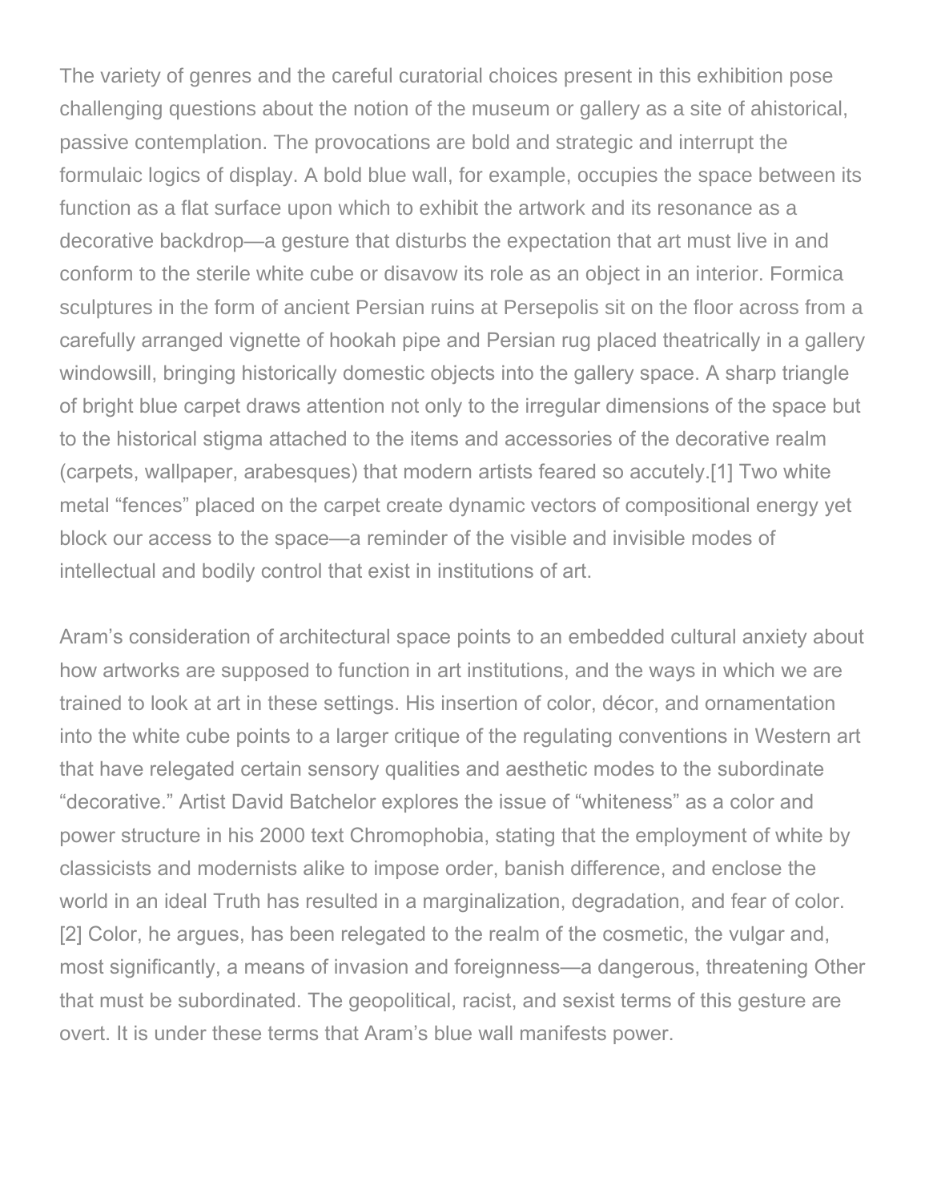The variety of genres and the careful curatorial choices present in this exhibition pose challenging questions about the notion of the museum or gallery as a site of ahistorical, passive contemplation. The provocations are bold and strategic and interrupt the formulaic logics of display. A bold blue wall, for example, occupies the space between its function as a flat surface upon which to exhibit the artwork and its resonance as a decorative backdrop—a gesture that disturbs the expectation that art must live in and conform to the sterile white cube or disavow its role as an object in an interior. Formica sculptures in the form of ancient Persian ruins at Persepolis sit on the floor across from a carefully arranged vignette of hookah pipe and Persian rug placed theatrically in a gallery windowsill, bringing historically domestic objects into the gallery space. A sharp triangle of bright blue carpet draws attention not only to the irregular dimensions of the space but to the historical stigma attached to the items and accessories of the decorative realm (carpets, wallpaper, arabesques) that modern artists feared so accutely.[1] Two white metal "fences" placed on the carpet create dynamic vectors of compositional energy yet block our access to the space—a reminder of the visible and invisible modes of intellectual and bodily control that exist in institutions of art.

Aram's consideration of architectural space points to an embedded cultural anxiety about how artworks are supposed to function in art institutions, and the ways in which we are trained to look at art in these settings. His insertion of color, décor, and ornamentation into the white cube points to a larger critique of the regulating conventions in Western art that have relegated certain sensory qualities and aesthetic modes to the subordinate "decorative." Artist David Batchelor explores the issue of "whiteness" as a color and power structure in his 2000 text Chromophobia, stating that the employment of white by classicists and modernists alike to impose order, banish difference, and enclose the world in an ideal Truth has resulted in a marginalization, degradation, and fear of color.[2] Color, he argues, has been relegated to the realm of the cosmetic, the vulgar and, most significantly, a means of invasion and foreignness—a dangerous, threatening Other that must be subordinated. The geopolitical, racist, and sexist terms of this gesture are overt. It is under these terms that Aram's blue wall manifests power.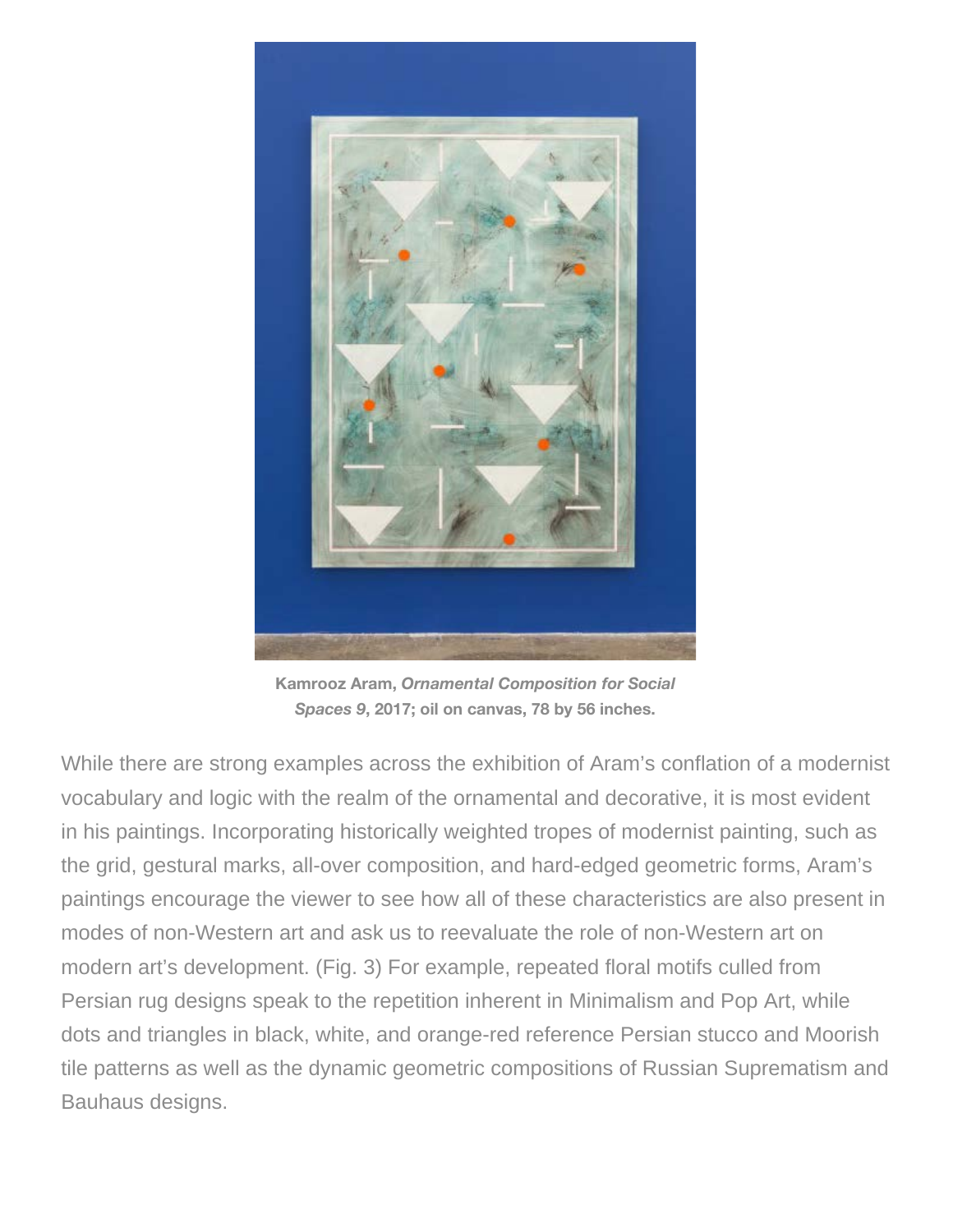**Kamrooz Aram, *Ornamental Composition for Social Spaces 9*, 2017; oil on canvas, 78 by 56 inches.**

While there are strong examples across the exhibition of Aram's conflation of a modernist vocabulary and logic with the realm of the ornamental and decorative, it is most evident in his paintings. Incorporating historically weighted tropes of modernist painting, such as the grid, gestural marks, all-over composition, and hard-edged geometric forms, Aram's paintings encourage the viewer to see how all of these characteristics are also present in modes of non-Western art and ask us to reevaluate the role of non-Western art on modern art's development. (Fig. 3) For example, repeated floral motifs culled from Persian rug designs speak to the repetition inherent in Minimalism and Pop Art, while dots and triangles in black, white, and orange-red reference Persian stucco and Moorish tile patterns as well as the dynamic geometric compositions of Russian Suprematism and Bauhaus designs.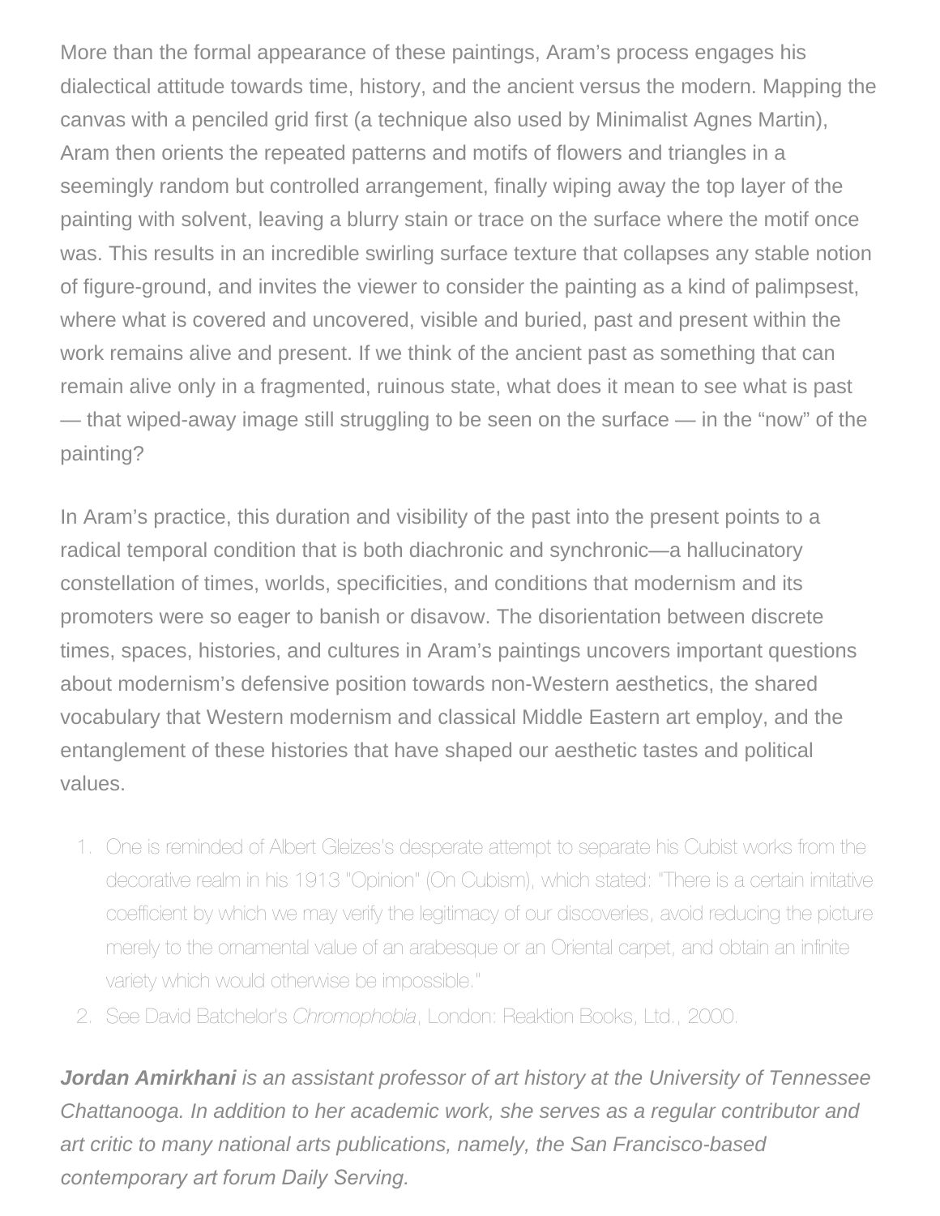More than the formal appearance of these paintings, Aram's process engages his dialectical attitude towards time, history, and the ancient versus the modern. Mapping the canvas with a penciled grid first (a technique also used by Minimalist Agnes Martin), Aram then orients the repeated patterns and motifs of flowers and triangles in a seemingly random but controlled arrangement, finally wiping away the top layer of the painting with solvent, leaving a blurry stain or trace on the surface where the motif once was. This results in an incredible swirling surface texture that collapses any stable notion of figure-ground, and invites the viewer to consider the painting as a kind of palimpsest, where what is covered and uncovered, visible and buried, past and present within the work remains alive and present. If we think of the ancient past as something that can remain alive only in a fragmented, ruinous state, what does it mean to see what is past — that wiped-away image still struggling to be seen on the surface — in the "now" of the painting?

In Aram's practice, this duration and visibility of the past into the present points to a radical temporal condition that is both diachronic and synchronic—a hallucinatory constellation of times, worlds, specificities, and conditions that modernism and its promoters were so eager to banish or disavow. The disorientation between discrete times, spaces, histories, and cultures in Aram's paintings uncovers important questions about modernism's defensive position towards non-Western aesthetics, the shared vocabulary that Western modernism and classical Middle Eastern art employ, and the entanglement of these histories that have shaped our aesthetic tastes and political values.

1. One is reminded of Albert Gleizes's desperate attempt to separate his Cubist works from the decorative realm in his 1913 "Opinion" (On Cubism), which stated: "There is a certain imitative coefficient by which we may verify the legitimacy of our discoveries, avoid reducing the picture merely to the ornamental value of an arabesque or an Oriental carpet, and obtain an infinite variety which would otherwise be impossible."
2. See David Batchelor's *Chromophobia*, London: Reaktion Books, Ltd., 2000.

***Jordan Amirkhani*** *is an assistant professor of art history at the University of Tennessee Chattanooga. In addition to her academic work, she serves as a regular contributor and art critic to many national arts publications, namely, the San Francisco-based contemporary art forum Daily Serving.*